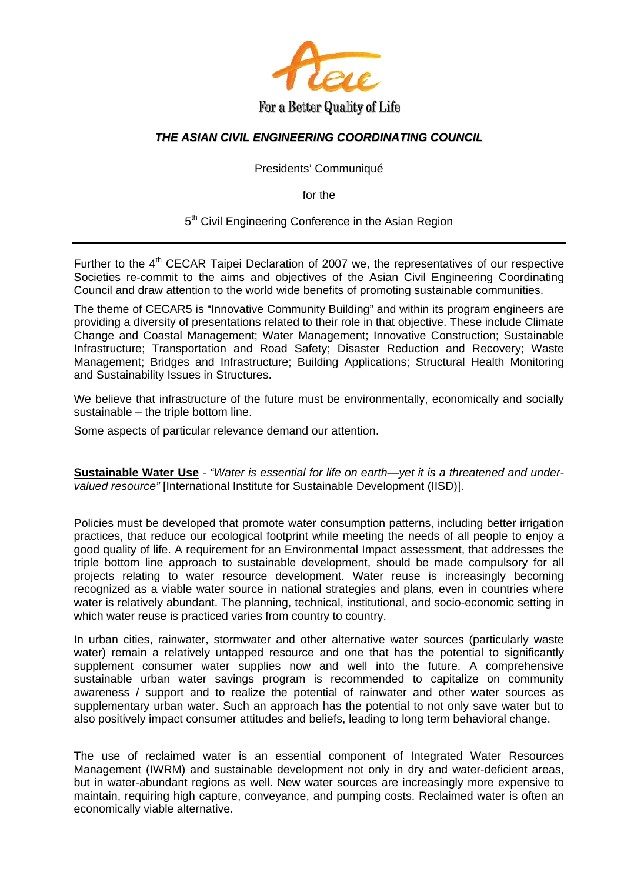For a Better Quality of Life

# *THE ASIAN CIVIL ENGINEERING COORDINATING COUNCIL*

Presidents' Communiqué

for the

5th Civil Engineering Conference in the Asian Region

---

Further to the 4th CECAR Taipei Declaration of 2007 we, the representatives of our respective Societies re-commit to the aims and objectives of the Asian Civil Engineering Coordinating Council and draw attention to the world wide benefits of promoting sustainable communities.

The theme of CECAR5 is "Innovative Community Building" and within its program engineers are providing a diversity of presentations related to their role in that objective. These include Climate Change and Coastal Management; Water Management; Innovative Construction; Sustainable Infrastructure; Transportation and Road Safety; Disaster Reduction and Recovery; Waste Management; Bridges and Infrastructure; Building Applications; Structural Health Monitoring and Sustainability Issues in Structures.

We believe that infrastructure of the future must be environmentally, economically and socially sustainable – the triple bottom line.

Some aspects of particular relevance demand our attention.

**Sustainable Water Use** - *"Water is essential for life on earth—yet it is a threatened and under-valued resource"* [International Institute for Sustainable Development (IISD)].

Policies must be developed that promote water consumption patterns, including better irrigation practices, that reduce our ecological footprint while meeting the needs of all people to enjoy a good quality of life. A requirement for an Environmental Impact assessment, that addresses the triple bottom line approach to sustainable development, should be made compulsory for all projects relating to water resource development. Water reuse is increasingly becoming recognized as a viable water source in national strategies and plans, even in countries where water is relatively abundant. The planning, technical, institutional, and socio-economic setting in which water reuse is practiced varies from country to country.

In urban cities, rainwater, stormwater and other alternative water sources (particularly waste water) remain a relatively untapped resource and one that has the potential to significantly supplement consumer water supplies now and well into the future. A comprehensive sustainable urban water savings program is recommended to capitalize on community awareness / support and to realize the potential of rainwater and other water sources as supplementary urban water. Such an approach has the potential to not only save water but to also positively impact consumer attitudes and beliefs, leading to long term behavioral change.

The use of reclaimed water is an essential component of Integrated Water Resources Management (IWRM) and sustainable development not only in dry and water-deficient areas, but in water-abundant regions as well. New water sources are increasingly more expensive to maintain, requiring high capture, conveyance, and pumping costs. Reclaimed water is often an economically viable alternative.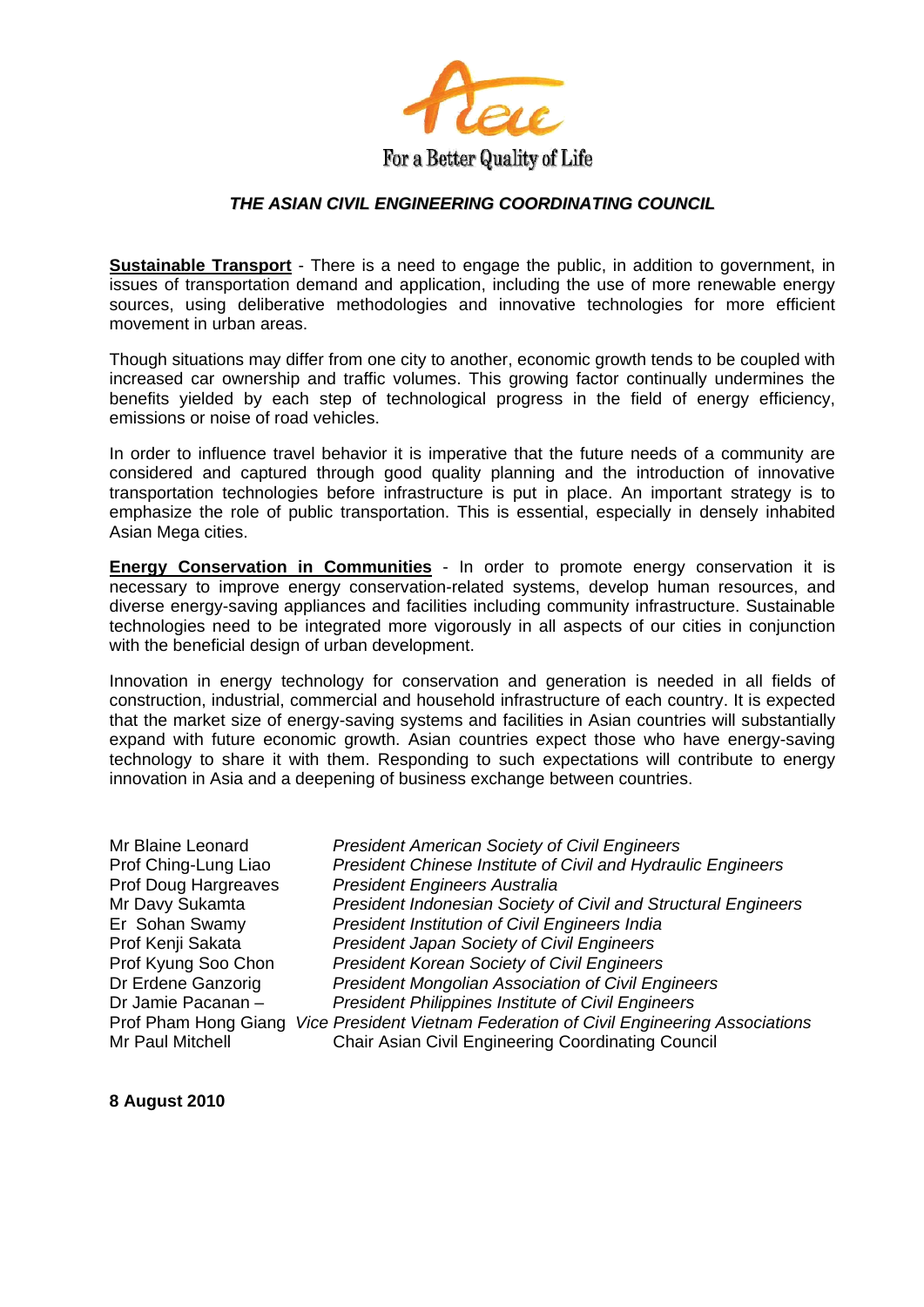For a Better Quality of Life

***THE ASIAN CIVIL ENGINEERING COORDINATING COUNCIL***

**Sustainable Transport** - There is a need to engage the public, in addition to government, in issues of transportation demand and application, including the use of more renewable energy sources, using deliberative methodologies and innovative technologies for more efficient movement in urban areas.

Though situations may differ from one city to another, economic growth tends to be coupled with increased car ownership and traffic volumes. This growing factor continually undermines the benefits yielded by each step of technological progress in the field of energy efficiency, emissions or noise of road vehicles.

In order to influence travel behavior it is imperative that the future needs of a community are considered and captured through good quality planning and the introduction of innovative transportation technologies before infrastructure is put in place. An important strategy is to emphasize the role of public transportation. This is essential, especially in densely inhabited Asian Mega cities.

**Energy Conservation in Communities** - In order to promote energy conservation it is necessary to improve energy conservation-related systems, develop human resources, and diverse energy-saving appliances and facilities including community infrastructure. Sustainable technologies need to be integrated more vigorously in all aspects of our cities in conjunction with the beneficial design of urban development.

Innovation in energy technology for conservation and generation is needed in all fields of construction, industrial, commercial and household infrastructure of each country. It is expected that the market size of energy-saving systems and facilities in Asian countries will substantially expand with future economic growth. Asian countries expect those who have energy-saving technology to share it with them. Responding to such expectations will contribute to energy innovation in Asia and a deepening of business exchange between countries.

| | |
|---|---|
| Mr Blaine Leonard | *President American Society of Civil Engineers* |
| Prof Ching-Lung Liao | *President Chinese Institute of Civil and Hydraulic Engineers* |
| Prof Doug Hargreaves | *President Engineers Australia* |
| Mr Davy Sukamta | *President Indonesian Society of Civil and Structural Engineers* |
| Er Sohan Swamy | *President Institution of Civil Engineers India* |
| Prof Kenji Sakata | *President Japan Society of Civil Engineers* |
| Prof Kyung Soo Chon | *President Korean Society of Civil Engineers* |
| Dr Erdene Ganzorig | *President Mongolian Association of Civil Engineers* |
| Dr Jamie Pacanan – | *President Philippines Institute of Civil Engineers* |
| Prof Pham Hong Giang | *Vice President Vietnam Federation of Civil Engineering Associations* |
| Mr Paul Mitchell | Chair Asian Civil Engineering Coordinating Council |

**8 August 2010**